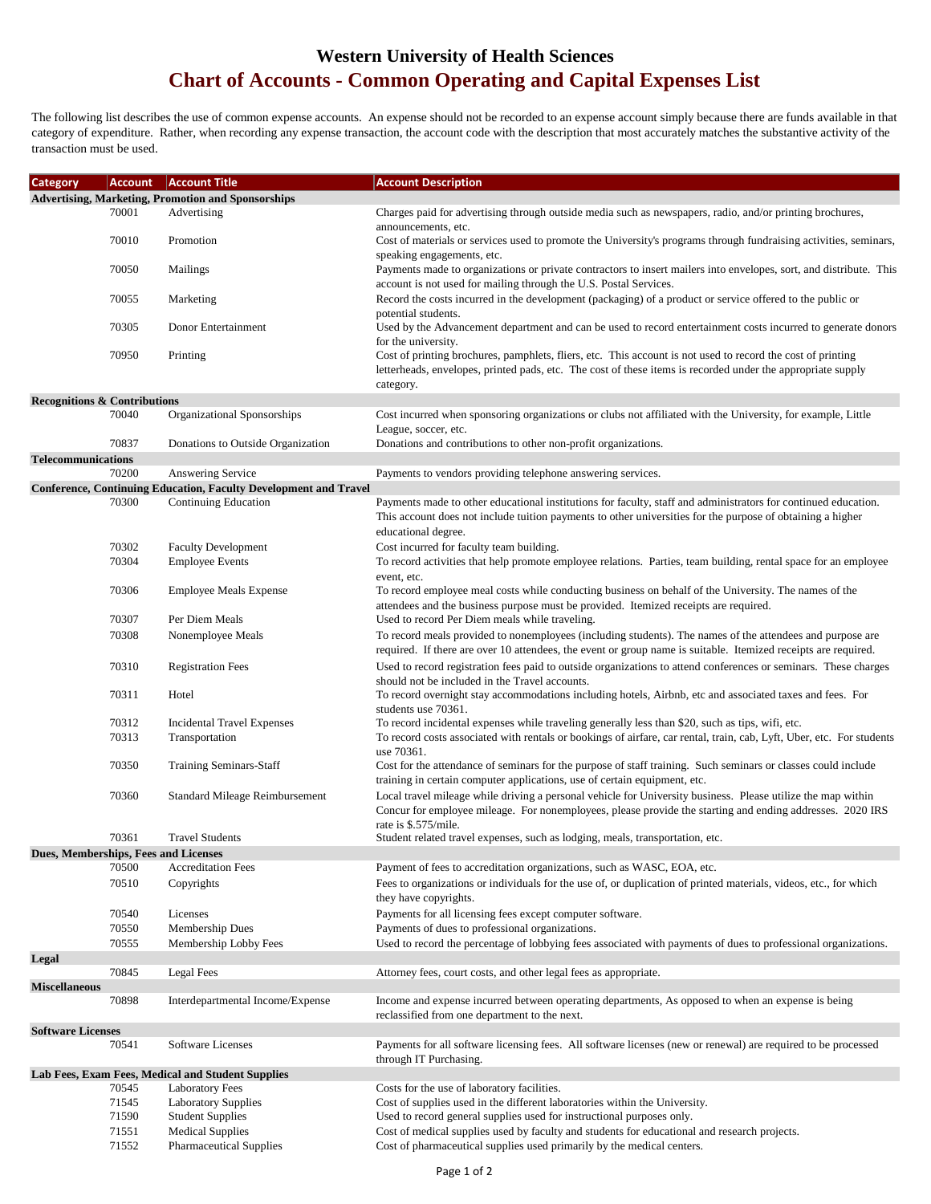# Western University of Health Sciences

## Chart of Accounts - Common Operating and Capital Expenses List

The following list describes the use of common expense accounts. An expense should not be recorded to an expense account simply because there are funds available in that category of expenditure. Rather, when recording any expense transaction, the account code with the description that most accurately matches the substantive activity of the transaction must be used.

| Category | Account | Account Title | Account Description |
|---|---|---|---|
| **Advertising, Marketing, Promotion and Sponsorships** | | | |
| | 70001 | Advertising | Charges paid for advertising through outside media such as newspapers, radio, and/or printing brochures, announcements, etc. |
| | 70010 | Promotion | Cost of materials or services used to promote the University's programs through fundraising activities, seminars, speaking engagements, etc. |
| | 70050 | Mailings | Payments made to organizations or private contractors to insert mailers into envelopes, sort, and distribute. This account is not used for mailing through the U.S. Postal Services. |
| | 70055 | Marketing | Record the costs incurred in the development (packaging) of a product or service offered to the public or potential students. |
| | 70305 | Donor Entertainment | Used by the Advancement department and can be used to record entertainment costs incurred to generate donors for the university. |
| | 70950 | Printing | Cost of printing brochures, pamphlets, fliers, etc. This account is not used to record the cost of printing letterheads, envelopes, printed pads, etc. The cost of these items is recorded under the appropriate supply category. |
| **Recognitions & Contributions** | | | |
| | 70040 | Organizational Sponsorships | Cost incurred when sponsoring organizations or clubs not affiliated with the University, for example, Little League, soccer, etc. |
| | 70837 | Donations to Outside Organization | Donations and contributions to other non-profit organizations. |
| **Telecommunications** | | | |
| | 70200 | Answering Service | Payments to vendors providing telephone answering services. |
| **Conference, Continuing Education, Faculty Development and Travel** | | | |
| | 70300 | Continuing Education | Payments made to other educational institutions for faculty, staff and administrators for continued education. This account does not include tuition payments to other universities for the purpose of obtaining a higher educational degree. |
| | 70302 | Faculty Development | Cost incurred for faculty team building. |
| | 70304 | Employee Events | To record activities that help promote employee relations. Parties, team building, rental space for an employee event, etc. |
| | 70306 | Employee Meals Expense | To record employee meal costs while conducting business on behalf of the University. The names of the attendees and the business purpose must be provided. Itemized receipts are required. |
| | 70307 | Per Diem Meals | Used to record Per Diem meals while traveling. |
| | 70308 | Nonemployee Meals | To record meals provided to nonemployees (including students). The names of the attendees and purpose are required. If there are over 10 attendees, the event or group name is suitable. Itemized receipts are required. |
| | 70310 | Registration Fees | Used to record registration fees paid to outside organizations to attend conferences or seminars. These charges should not be included in the Travel accounts. |
| | 70311 | Hotel | To record overnight stay accommodations including hotels, Airbnb, etc and associated taxes and fees. For students use 70361. |
| | 70312 | Incidental Travel Expenses | To record incidental expenses while traveling generally less than $20, such as tips, wifi, etc. |
| | 70313 | Transportation | To record costs associated with rentals or bookings of airfare, car rental, train, cab, Lyft, Uber, etc. For students use 70361. |
| | 70350 | Training Seminars-Staff | Cost for the attendance of seminars for the purpose of staff training. Such seminars or classes could include training in certain computer applications, use of certain equipment, etc. |
| | 70360 | Standard Mileage Reimbursement | Local travel mileage while driving a personal vehicle for University business. Please utilize the map within Concur for employee mileage. For nonemployees, please provide the starting and ending addresses. 2020 IRS rate is $.575/mile. |
| | 70361 | Travel Students | Student related travel expenses, such as lodging, meals, transportation, etc. |
| **Dues, Memberships, Fees and Licenses** | | | |
| | 70500 | Accreditation Fees | Payment of fees to accreditation organizations, such as WASC, EOA, etc. |
| | 70510 | Copyrights | Fees to organizations or individuals for the use of, or duplication of printed materials, videos, etc., for which they have copyrights. |
| | 70540 | Licenses | Payments for all licensing fees except computer software. |
| | 70550 | Membership Dues | Payments of dues to professional organizations. |
| | 70555 | Membership Lobby Fees | Used to record the percentage of lobbying fees associated with payments of dues to professional organizations. |
| **Legal** | | | |
| | 70845 | Legal Fees | Attorney fees, court costs, and other legal fees as appropriate. |
| **Miscellaneous** | | | |
| | 70898 | Interdepartmental Income/Expense | Income and expense incurred between operating departments, As opposed to when an expense is being reclassified from one department to the next. |
| **Software Licenses** | | | |
| | 70541 | Software Licenses | Payments for all software licensing fees. All software licenses (new or renewal) are required to be processed through IT Purchasing. |
| **Lab Fees, Exam Fees, Medical and Student Supplies** | | | |
| | 70545 | Laboratory Fees | Costs for the use of laboratory facilities. |
| | 71545 | Laboratory Supplies | Cost of supplies used in the different laboratories within the University. |
| | 71590 | Student Supplies | Used to record general supplies used for instructional purposes only. |
| | 71551 | Medical Supplies | Cost of medical supplies used by faculty and students for educational and research projects. |
| | 71552 | Pharmaceutical Supplies | Cost of pharmaceutical supplies used primarily by the medical centers. |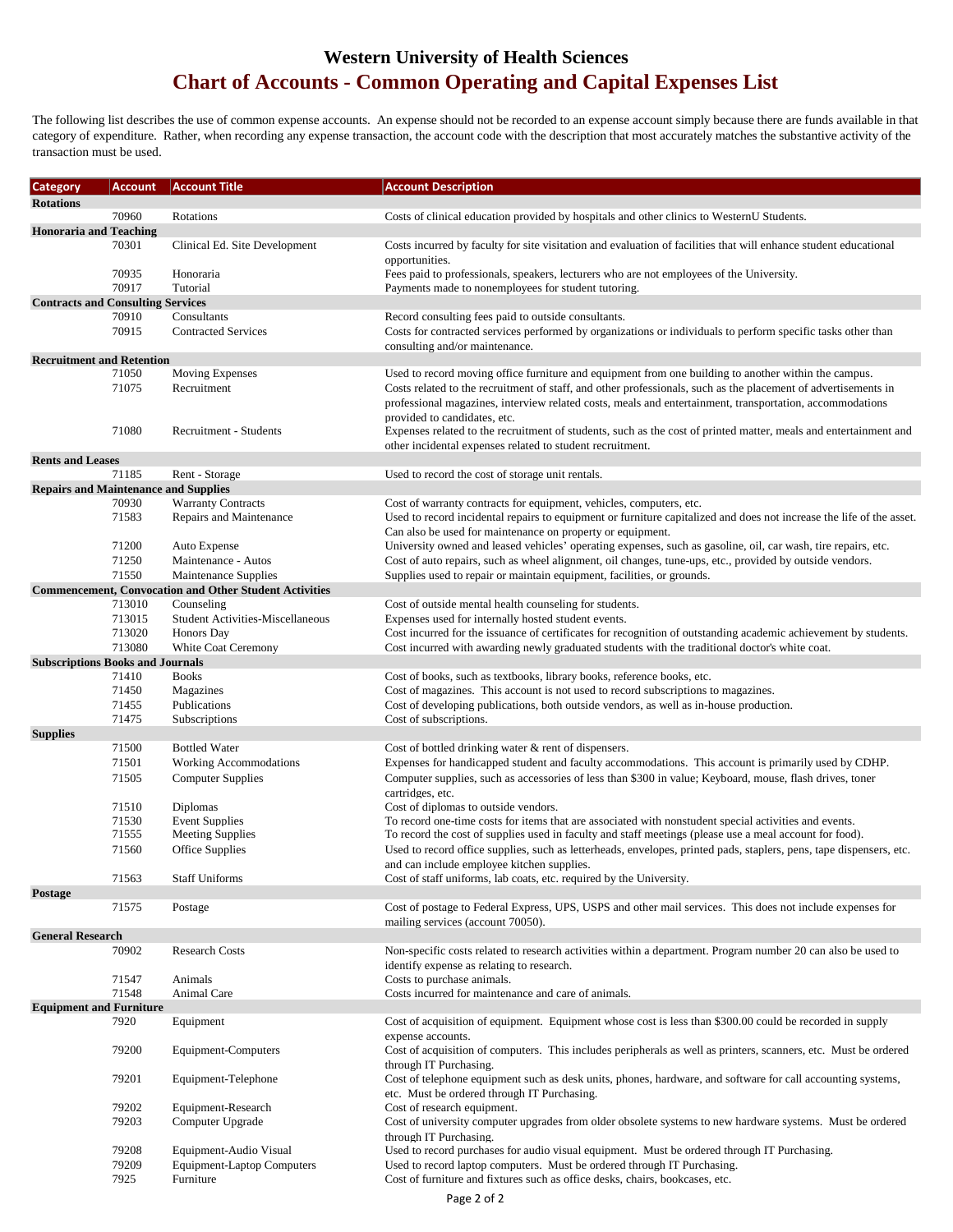# Western University of Health Sciences

## Chart of Accounts - Common Operating and Capital Expenses List

The following list describes the use of common expense accounts. An expense should not be recorded to an expense account simply because there are funds available in that category of expenditure. Rather, when recording any expense transaction, the account code with the description that most accurately matches the substantive activity of the transaction must be used.

| Category | Account | Account Title | Account Description |
|---|---|---|---|
| **Rotations** | | | |
| | 70960 | Rotations | Costs of clinical education provided by hospitals and other clinics to WesternU Students. |
| **Honoraria and Teaching** | | | |
| | 70301 | Clinical Ed. Site Development | Costs incurred by faculty for site visitation and evaluation of facilities that will enhance student educational opportunities. |
| | 70935 | Honoraria | Fees paid to professionals, speakers, lecturers who are not employees of the University. |
| | 70917 | Tutorial | Payments made to nonemployees for student tutoring. |
| **Contracts and Consulting Services** | | | |
| | 70910 | Consultants | Record consulting fees paid to outside consultants. |
| | 70915 | Contracted Services | Costs for contracted services performed by organizations or individuals to perform specific tasks other than consulting and/or maintenance. |
| **Recruitment and Retention** | | | |
| | 71050 | Moving Expenses | Used to record moving office furniture and equipment from one building to another within the campus. |
| | 71075 | Recruitment | Costs related to the recruitment of staff, and other professionals, such as the placement of advertisements in professional magazines, interview related costs, meals and entertainment, transportation, accommodations provided to candidates, etc. |
| | 71080 | Recruitment - Students | Expenses related to the recruitment of students, such as the cost of printed matter, meals and entertainment and other incidental expenses related to student recruitment. |
| **Rents and Leases** | | | |
| | 71185 | Rent - Storage | Used to record the cost of storage unit rentals. |
| **Repairs and Maintenance and Supplies** | | | |
| | 70930 | Warranty Contracts | Cost of warranty contracts for equipment, vehicles, computers, etc. |
| | 71583 | Repairs and Maintenance | Used to record incidental repairs to equipment or furniture capitalized and does not increase the life of the asset. Can also be used for maintenance on property or equipment. |
| | 71200 | Auto Expense | University owned and leased vehicles' operating expenses, such as gasoline, oil, car wash, tire repairs, etc. |
| | 71250 | Maintenance - Autos | Cost of auto repairs, such as wheel alignment, oil changes, tune-ups, etc., provided by outside vendors. |
| | 71550 | Maintenance Supplies | Supplies used to repair or maintain equipment, facilities, or grounds. |
| **Commencement, Convocation and Other Student Activities** | | | |
| | 713010 | Counseling | Cost of outside mental health counseling for students. |
| | 713015 | Student Activities-Miscellaneous | Expenses used for internally hosted student events. |
| | 713020 | Honors Day | Cost incurred for the issuance of certificates for recognition of outstanding academic achievement by students. |
| | 713080 | White Coat Ceremony | Cost incurred with awarding newly graduated students with the traditional doctor's white coat. |
| **Subscriptions Books and Journals** | | | |
| | 71410 | Books | Cost of books, such as textbooks, library books, reference books, etc. |
| | 71450 | Magazines | Cost of magazines. This account is not used to record subscriptions to magazines. |
| | 71455 | Publications | Cost of developing publications, both outside vendors, as well as in-house production. |
| | 71475 | Subscriptions | Cost of subscriptions. |
| **Supplies** | | | |
| | 71500 | Bottled Water | Cost of bottled drinking water & rent of dispensers. |
| | 71501 | Working Accommodations | Expenses for handicapped student and faculty accommodations. This account is primarily used by CDHP. |
| | 71505 | Computer Supplies | Computer supplies, such as accessories of less than $300 in value; Keyboard, mouse, flash drives, toner cartridges, etc. |
| | 71510 | Diplomas | Cost of diplomas to outside vendors. |
| | 71530 | Event Supplies | To record one-time costs for items that are associated with nonstudent special activities and events. |
| | 71555 | Meeting Supplies | To record the cost of supplies used in faculty and staff meetings (please use a meal account for food). |
| | 71560 | Office Supplies | Used to record office supplies, such as letterheads, envelopes, printed pads, staplers, pens, tape dispensers, etc. and can include employee kitchen supplies. |
| | 71563 | Staff Uniforms | Cost of staff uniforms, lab coats, etc. required by the University. |
| **Postage** | | | |
| | 71575 | Postage | Cost of postage to Federal Express, UPS, USPS and other mail services. This does not include expenses for mailing services (account 70050). |
| **General Research** | | | |
| | 70902 | Research Costs | Non-specific costs related to research activities within a department. Program number 20 can also be used to identify expense as relating to research. |
| | 71547 | Animals | Costs to purchase animals. |
| | 71548 | Animal Care | Costs incurred for maintenance and care of animals. |
| **Equipment and Furniture** | | | |
| | 7920 | Equipment | Cost of acquisition of equipment. Equipment whose cost is less than $300.00 could be recorded in supply expense accounts. |
| | 79200 | Equipment-Computers | Cost of acquisition of computers. This includes peripherals as well as printers, scanners, etc. Must be ordered through IT Purchasing. |
| | 79201 | Equipment-Telephone | Cost of telephone equipment such as desk units, phones, hardware, and software for call accounting systems, etc. Must be ordered through IT Purchasing. |
| | 79202 | Equipment-Research | Cost of research equipment. |
| | 79203 | Computer Upgrade | Cost of university computer upgrades from older obsolete systems to new hardware systems. Must be ordered through IT Purchasing. |
| | 79208 | Equipment-Audio Visual | Used to record purchases for audio visual equipment. Must be ordered through IT Purchasing. |
| | 79209 | Equipment-Laptop Computers | Used to record laptop computers. Must be ordered through IT Purchasing. |
| | 7925 | Furniture | Cost of furniture and fixtures such as office desks, chairs, bookcases, etc. |